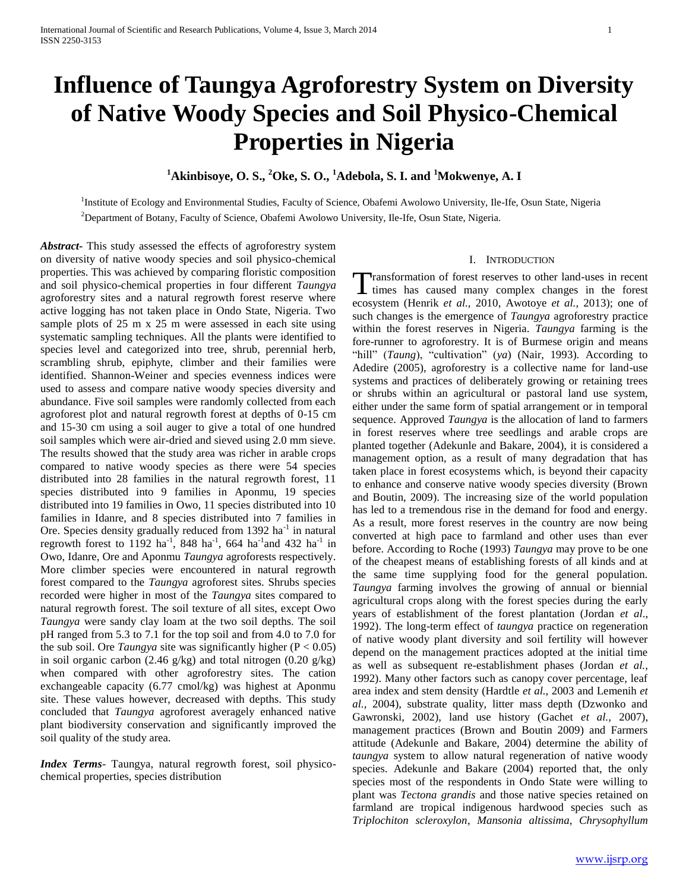# Influence of Taungya Agroforestry System on Diversity of Native Woody Species and Soil Physico-Chemical Properties in Nigeria

**[1]Akinbisoye, O. S., [2]Oke, S. O., [1]Adebola, S. I. and [1]Mokwenye, A. I**

[1]Institute of Ecology and Environmental Studies, Faculty of Science, Obafemi Awolowo University, Ile-Ife, Osun State, Nigeria

[2]Department of Botany, Faculty of Science, Obafemi Awolowo University, Ile-Ife, Osun State, Nigeria.

***Abstract***- This study assessed the effects of agroforestry system on diversity of native woody species and soil physico-chemical properties. This was achieved by comparing floristic composition and soil physico-chemical properties in four different *Taungya* agroforestry sites and a natural regrowth forest reserve where active logging has not taken place in Ondo State, Nigeria. Two sample plots of 25 m x 25 m were assessed in each site using systematic sampling techniques. All the plants were identified to species level and categorized into tree, shrub, perennial herb, scrambling shrub, epiphyte, climber and their families were identified. Shannon-Weiner and species evenness indices were used to assess and compare native woody species diversity and abundance. Five soil samples were randomly collected from each agroforest plot and natural regrowth forest at depths of 0-15 cm and 15-30 cm using a soil auger to give a total of one hundred soil samples which were air-dried and sieved using 2.0 mm sieve. The results showed that the study area was richer in arable crops compared to native woody species as there were 54 species distributed into 28 families in the natural regrowth forest, 11 species distributed into 9 families in Aponmu, 19 species distributed into 19 families in Owo, 11 species distributed into 10 families in Idanre, and 8 species distributed into 7 families in Ore. Species density gradually reduced from 1392 $ha^{-1}$ in natural regrowth forest to 1192 $ha^{-1}$, 848 $ha^{-1}$, 664 $ha^{-1}$ and 432 $ha^{-1}$ in Owo, Idanre, Ore and Aponmu *Taungya* agroforests respectively. More climber species were encountered in natural regrowth forest compared to the *Taungya* agroforest sites. Shrubs species recorded were higher in most of the *Taungya* sites compared to natural regrowth forest. The soil texture of all sites, except Owo *Taungya* were sandy clay loam at the two soil depths. The soil pH ranged from 5.3 to 7.1 for the top soil and from 4.0 to 7.0 for the sub soil. Ore *Taungya* site was significantly higher ($P < 0.05$) in soil organic carbon (2.46 g/kg) and total nitrogen (0.20 g/kg) when compared with other agroforestry sites. The cation exchangeable capacity (6.77 cmol/kg) was highest at Aponmu site. These values however, decreased with depths. This study concluded that *Taungya* agroforest averagely enhanced native plant biodiversity conservation and significantly improved the soil quality of the study area.

***Index Terms***- Taungya, natural regrowth forest, soil physico-chemical properties, species distribution

## I. Introduction

Transformation of forest reserves to other land-uses in recent times has caused many complex changes in the forest ecosystem (Henrik *et al.*, 2010, Awotoye *et al.*, 2013); one of such changes is the emergence of *Taungya* agroforestry practice within the forest reserves in Nigeria. *Taungya* farming is the fore-runner to agroforestry. It is of Burmese origin and means "hill" (*Taung*), "cultivation" (*ya*) (Nair, 1993). According to Adedire (2005), agroforestry is a collective name for land-use systems and practices of deliberately growing or retaining trees or shrubs within an agricultural or pastoral land use system, either under the same form of spatial arrangement or in temporal sequence. Approved *Taungya* is the allocation of land to farmers in forest reserves where tree seedlings and arable crops are planted together (Adekunle and Bakare, 2004), it is considered a management option, as a result of many degradation that has taken place in forest ecosystems which, is beyond their capacity to enhance and conserve native woody species diversity (Brown and Boutin, 2009). The increasing size of the world population has led to a tremendous rise in the demand for food and energy. As a result, more forest reserves in the country are now being converted at high pace to farmland and other uses than ever before. According to Roche (1993) *Taungya* may prove to be one of the cheapest means of establishing forests of all kinds and at the same time supplying food for the general population. *Taungya* farming involves the growing of annual or biennial agricultural crops along with the forest species during the early years of establishment of the forest plantation (Jordan *et al*., 1992). The long-term effect of *taungya* practice on regeneration of native woody plant diversity and soil fertility will however depend on the management practices adopted at the initial time as well as subsequent re-establishment phases (Jordan *et al.,* 1992). Many other factors such as canopy cover percentage, leaf area index and stem density (Hardtle *et al.,* 2003 and Lemenih *et al.,* 2004), substrate quality, litter mass depth (Dzwonko and Gawronski, 2002), land use history (Gachet *et al.,* 2007), management practices (Brown and Boutin 2009) and Farmers attitude (Adekunle and Bakare, 2004) determine the ability of *taungya* system to allow natural regeneration of native woody species. Adekunle and Bakare (2004) reported that, the only species most of the respondents in Ondo State were willing to plant was *Tectona grandis* and those native species retained on farmland are tropical indigenous hardwood species such as *Triplochiton scleroxylon*, *Mansonia altissima*, *Chrysophyllum*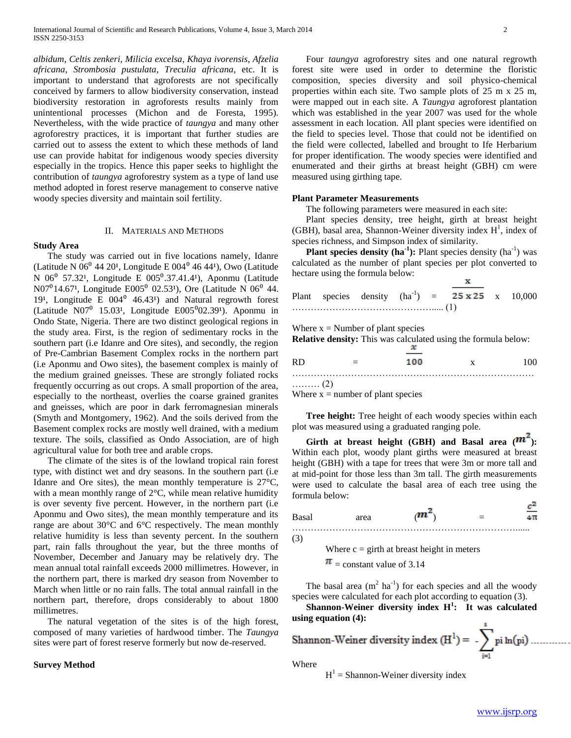*albidum*, *Celtis zenkeri*, *Milicia excelsa*, *Khaya ivorensis*, *Afzelia africana*, *Strombosia pustulata*, *Treculia africana*, etc. It is important to understand that agroforests are not specifically conceived by farmers to allow biodiversity conservation, instead biodiversity restoration in agroforests results mainly from unintentional processes (Michon and de Foresta, 1995). Nevertheless, with the wide practice of *taungya* and many other agroforestry practices, it is important that further studies are carried out to assess the extent to which these methods of land use can provide habitat for indigenous woody species diversity especially in the tropics. Hence this paper seeks to highlight the contribution of *taungya* agroforestry system as a type of land use method adopted in forest reserve management to conserve native woody species diversity and maintain soil fertility.

## II. Materials and Methods

### Study Area

The study was carried out in five locations namely, Idanre (Latitude N $06^0$ 44 20¹, Longitude E $004^0$ 46 44¹), Owo (Latitude N $06^0$ 57.32¹, Longitude E $005^0$.37.41.4¹), Aponmu (Latitude N$07^0$14.67¹, Longitude E$005^0$ 02.53¹), Ore (Latitude N $06^0$ 44. 19¹, Longitude E $004^0$ 46.43¹) and Natural regrowth forest (Latitude N$07^0$ 15.03¹, Longitude E$005^0$02.39¹). Aponmu in Ondo State, Nigeria. There are two distinct geological regions in the study area. First, is the region of sedimentary rocks in the southern part (i.e Idanre and Ore sites), and secondly, the region of Pre-Cambrian Basement Complex rocks in the northern part (i.e Aponmu and Owo sites), the basement complex is mainly of the medium grained gneisses. These are strongly foliated rocks frequently occurring as out crops. A small proportion of the area, especially to the northeast, overlies the coarse grained granites and gneisses, which are poor in dark ferromagnesian minerals (Smyth and Montgomery, 1962). And the soils derived from the Basement complex rocks are mostly well drained, with a medium texture. The soils, classified as Ondo Association, are of high agricultural value for both tree and arable crops.

The climate of the sites is of the lowland tropical rain forest type, with distinct wet and dry seasons. In the southern part (i.e Idanre and Ore sites), the mean monthly temperature is 27°C, with a mean monthly range of 2°C, while mean relative humidity is over seventy five percent. However, in the northern part (i.e Aponmu and Owo sites), the mean monthly temperature and its range are about 30°C and 6°C respectively. The mean monthly relative humidity is less than seventy percent. In the southern part, rain falls throughout the year, but the three months of November, December and January may be relatively dry. The mean annual total rainfall exceeds 2000 millimetres. However, in the northern part, there is marked dry season from November to March when little or no rain falls. The total annual rainfall in the northern part, therefore, drops considerably to about 1800 millimetres.

The natural vegetation of the sites is of the high forest, composed of many varieties of hardwood timber. The *Taungya* sites were part of forest reserve formerly but now de-reserved.

### Survey Method

Four *taungya* agroforestry sites and one natural regrowth forest site were used in order to determine the floristic composition, species diversity and soil physico-chemical properties within each site. Two sample plots of 25 m x 25 m, were mapped out in each site. A *Taungya* agroforest plantation which was established in the year 2007 was used for the whole assessment in each location. All plant species were identified on the field to species level. Those that could not be identified on the field were collected, labelled and brought to Ife Herbarium for proper identification. The woody species were identified and enumerated and their girths at breast height (GBH) cm were measured using girthing tape.

### Plant Parameter Measurements

The following parameters were measured in each site:

Plant species density, tree height, girth at breast height (GBH), basal area, Shannon-Weiner diversity index $H^1$, index of species richness, and Simpson index of similarity.

**Plant species density ($ha^{-1}$):** Plant species density ($ha^{-1}$) was calculated as the number of plant species per plot converted to hectare using the formula below:

$$\text{Plant species density } (ha^{-1}) = \frac{x}{25 \times 25} \times 10{,}000 \quad \text{.....} (1)$$

Where x = Number of plant species

**Relative density:** This was calculated using the formula below:

$$RD = \frac{x}{100} \times 100 \quad \text{.........} (2)$$

Where x = number of plant species

**Tree height:** Tree height of each woody species within each plot was measured using a graduated ranging pole.

**Girth at breast height (GBH) and Basal area ($m^2$):** Within each plot, woody plant girths were measured at breast height (GBH) with a tape for trees that were 3m or more tall and at mid-point for those less than 3m tall. The girth measurements were used to calculate the basal area of each tree using the formula below:

$$\text{Basal area } (m^2) = \frac{c^2}{4\pi} \quad \text{......} (3)$$

Where c = girth at breast height in meters

$\pi$ = constant value of 3.14

The basal area ($m^2$ $ha^{-1}$) for each species and all the woody species were calculated for each plot according to equation (3).

**Shannon-Weiner diversity index $H^1$: It was calculated using equation (4):**

$$\text{Shannon-Weiner diversity index } (H^1) = -\sum_{i=1}^{s} p_i \ln(p_i) \quad \text{.............}$$

Where

$H^1$ = Shannon-Weiner diversity index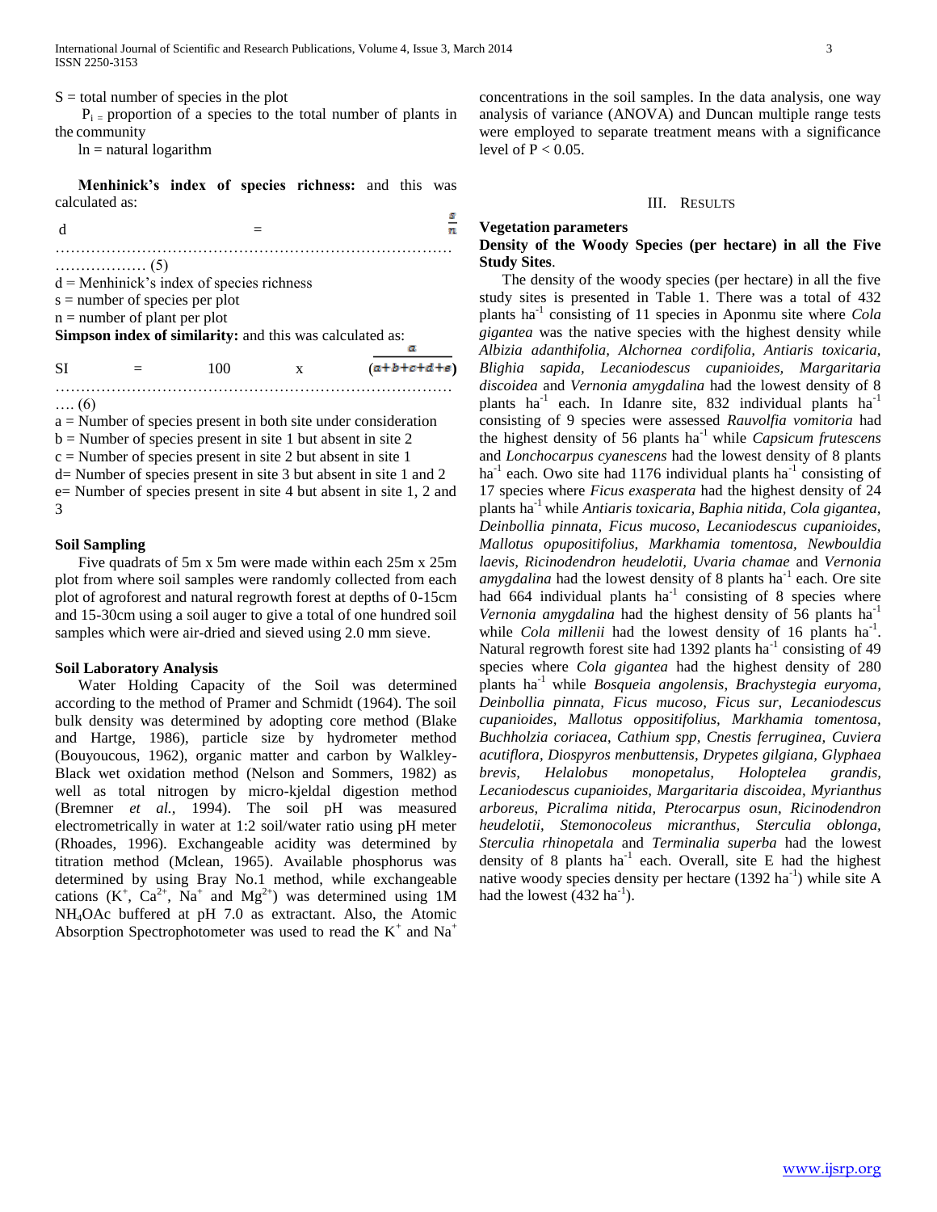S = total number of species in the plot

$P_i$ = proportion of a species to the total number of plants in the community

ln = natural logarithm

**Menhinick's index of species richness:** and this was calculated as:

$$d = \frac{s}{n} \quad \ldots\ldots (5)$$

d = Menhinick's index of species richness

s = number of species per plot

n = number of plant per plot

**Simpson index of similarity:** and this was calculated as:

$$SI = 100 \times \frac{a}{(a+b+c+d+e)} \quad \ldots. (6)$$

a = Number of species present in both site under consideration

b = Number of species present in site 1 but absent in site 2

c = Number of species present in site 2 but absent in site 1

d= Number of species present in site 3 but absent in site 1 and 2

e= Number of species present in site 4 but absent in site 1, 2 and 3

### Soil Sampling

Five quadrats of 5m x 5m were made within each 25m x 25m plot from where soil samples were randomly collected from each plot of agroforest and natural regrowth forest at depths of 0-15cm and 15-30cm using a soil auger to give a total of one hundred soil samples which were air-dried and sieved using 2.0 mm sieve.

### Soil Laboratory Analysis

Water Holding Capacity of the Soil was determined according to the method of Pramer and Schmidt (1964). The soil bulk density was determined by adopting core method (Blake and Hartge, 1986), particle size by hydrometer method (Bouyoucous, 1962), organic matter and carbon by Walkley-Black wet oxidation method (Nelson and Sommers, 1982) as well as total nitrogen by micro-kjeldal digestion method (Bremner *et al.,* 1994). The soil pH was measured electrometrically in water at 1:2 soil/water ratio using pH meter (Rhoades, 1996). Exchangeable acidity was determined by titration method (Mclean, 1965). Available phosphorus was determined by using Bray No.1 method, while exchangeable cations ($K^+$, $Ca^{2+}$, $Na^+$ and $Mg^{2+}$) was determined using 1M $NH_4OAc$ buffered at pH 7.0 as extractant. Also, the Atomic Absorption Spectrophotometer was used to read the $K^+$ and $Na^+$ concentrations in the soil samples. In the data analysis, one way analysis of variance (ANOVA) and Duncan multiple range tests were employed to separate treatment means with a significance level of $P < 0.05$.

## III. Results

### Vegetation parameters

**Density of the Woody Species (per hectare) in all the Five Study Sites**.

The density of the woody species (per hectare) in all the five study sites is presented in Table 1. There was a total of 432 plants $ha^{-1}$ consisting of 11 species in Aponmu site where *Cola gigantea* was the native species with the highest density while *Albizia adanthifolia, Alchornea cordifolia, Antiaris toxicaria, Blighia sapida, Lecaniodescus cupanioides, Margaritaria discoidea* and *Vernonia amygdalina* had the lowest density of 8 plants $ha^{-1}$ each. In Idanre site, 832 individual plants $ha^{-1}$ consisting of 9 species were assessed *Rauvolfia vomitoria* had the highest density of 56 plants $ha^{-1}$ while *Capsicum frutescens* and *Lonchocarpus cyanescens* had the lowest density of 8 plants $ha^{-1}$ each. Owo site had 1176 individual plants $ha^{-1}$ consisting of 17 species where *Ficus exasperata* had the highest density of 24 plants $ha^{-1}$ while *Antiaris toxicaria, Baphia nitida, Cola gigantea, Deinbollia pinnata, Ficus mucoso, Lecaniodescus cupanioides, Mallotus opupositifolius, Markhamia tomentosa, Newbouldia laevis, Ricinodendron heudelotii, Uvaria chamae* and *Vernonia amygdalina* had the lowest density of 8 plants $ha^{-1}$ each. Ore site had 664 individual plants $ha^{-1}$ consisting of 8 species where *Vernonia amygdalina* had the highest density of 56 plants $ha^{-1}$ while *Cola millenii* had the lowest density of 16 plants $ha^{-1}$. Natural regrowth forest site had 1392 plants $ha^{-1}$ consisting of 49 species where *Cola gigantea* had the highest density of 280 plants $ha^{-1}$ while *Bosqueia angolensis, Brachystegia euryoma, Deinbollia pinnata, Ficus mucoso, Ficus sur, Lecaniodescus cupanioides, Mallotus oppositifolius, Markhamia tomentosa, Buchholzia coriacea, Cathium spp, Cnestis ferruginea, Cuviera acutiflora, Diospyros menbuttensis, Drypetes gilgiana, Glyphaea brevis, Helalobus monopetalus, Holoptelea grandis, Lecaniodescus cupanioides, Margaritaria discoidea, Myrianthus arboreus, Picralima nitida, Pterocarpus osun, Ricinodendron heudelotii, Stemonocoleus micranthus, Sterculia oblonga, Sterculia rhinopetala* and *Terminalia superba* had the lowest density of 8 plants $ha^{-1}$ each. Overall, site E had the highest native woody species density per hectare (1392 $ha^{-1}$) while site A had the lowest (432 $ha^{-1}$).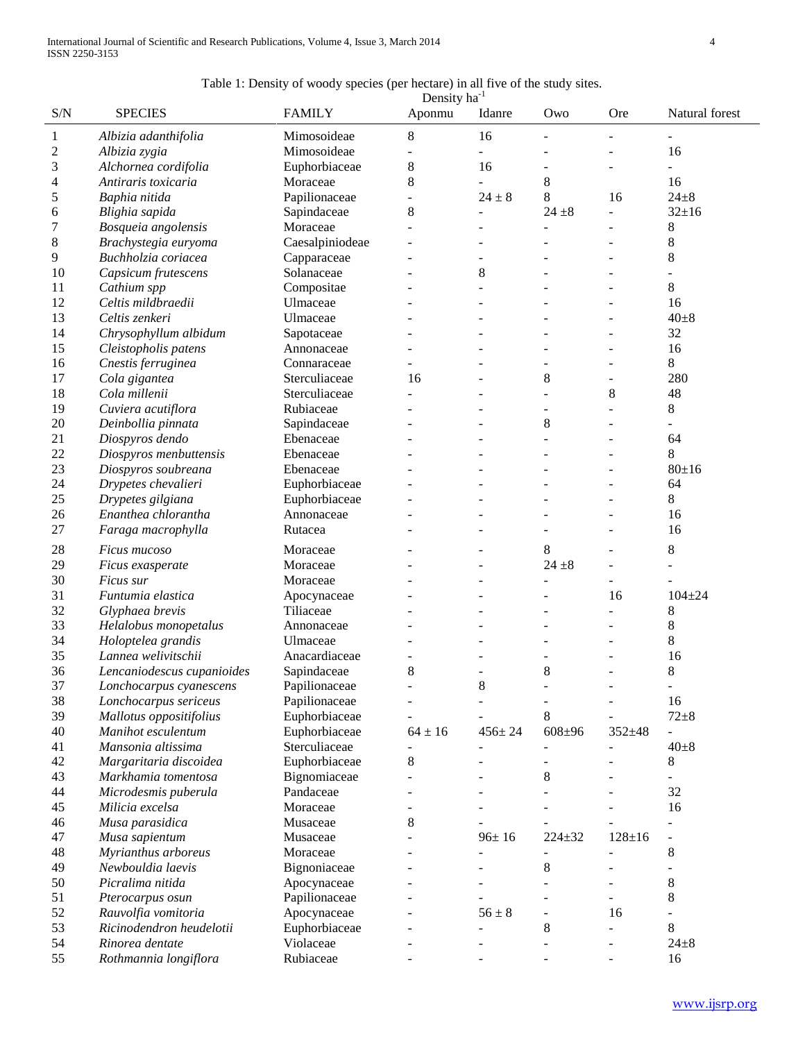Table 1: Density of woody species (per hectare) in all five of the study sites.

| S/N | SPECIES | FAMILY | Density ha$^{-1}$ Aponmu | Idanre | Owo | Ore | Natural forest |
|---|---|---|---|---|---|---|---|
| 1 | *Albizia adanthifolia* | Mimosoideae | 8 | 16 | - | - | - |
| 2 | *Albizia zygia* | Mimosoideae | - | - | - | - | 16 |
| 3 | *Alchornea cordifolia* | Euphorbiaceae | 8 | 16 | - | - | - |
| 4 | *Antiraris toxicaria* | Moraceae | 8 | - | 8 | | 16 |
| 5 | *Baphia nitida* | Papilionaceae | - | 24 ± 8 | 8 | 16 | 24±8 |
| 6 | *Blighia sapida* | Sapindaceae | 8 | - | 24 ±8 | - | 32±16 |
| 7 | *Bosqueia angolensis* | Moraceae | - | - | - | - | 8 |
| 8 | *Brachystegia euryoma* | Caesalpiniodeae | - | - | - | - | 8 |
| 9 | *Buchholzia coriacea* | Capparaceae | - | - | - | - | 8 |
| 10 | *Capsicum frutescens* | Solanaceae | - | 8 | - | - | - |
| 11 | *Cathium spp* | Compositae | - | - | - | - | 8 |
| 12 | *Celtis mildbraedii* | Ulmaceae | - | - | - | - | 16 |
| 13 | *Celtis zenkeri* | Ulmaceae | - | - | - | - | 40±8 |
| 14 | *Chrysophyllum albidum* | Sapotaceae | - | - | - | - | 32 |
| 15 | *Cleistopholis patens* | Annonaceae | - | - | - | - | 16 |
| 16 | *Cnestis ferruginea* | Connaraceae | - | - | - | - | 8 |
| 17 | *Cola gigantea* | Sterculiaceae | 16 | - | 8 | - | 280 |
| 18 | *Cola millenii* | Sterculiaceae | - | - | - | 8 | 48 |
| 19 | *Cuviera acutiflora* | Rubiaceae | - | - | - | - | 8 |
| 20 | *Deinbollia pinnata* | Sapindaceae | - | - | 8 | - | - |
| 21 | *Diospyros dendo* | Ebenaceae | - | - | - | - | 64 |
| 22 | *Diospyros menbuttensis* | Ebenaceae | - | - | - | - | 8 |
| 23 | *Diospyros soubreana* | Ebenaceae | - | - | - | - | 80±16 |
| 24 | *Drypetes chevalieri* | Euphorbiaceae | - | - | - | - | 64 |
| 25 | *Drypetes gilgiana* | Euphorbiaceae | - | - | - | - | 8 |
| 26 | *Enanthea chlorantha* | Annonaceae | - | - | - | - | 16 |
| 27 | *Faraga macrophylla* | Rutacea | - | - | - | - | 16 |
| 28 | *Ficus mucoso* | Moraceae | - | - | 8 | - | 8 |
| 29 | *Ficus exasperate* | Moraceae | - | - | 24 ±8 | - | - |
| 30 | *Ficus sur* | Moraceae | - | - | - | - | - |
| 31 | *Funtumia elastica* | Apocynaceae | - | - | - | 16 | 104±24 |
| 32 | *Glyphaea brevis* | Tiliaceae | - | - | - | - | 8 |
| 33 | *Helalobus monopetalus* | Annonaceae | - | - | - | - | 8 |
| 34 | *Holoptelea grandis* | Ulmaceae | - | - | - | - | 8 |
| 35 | *Lannea welivitschii* | Anacardiaceae | - | - | - | - | 16 |
| 36 | *Lencaniodescus cupanioides* | Sapindaceae | 8 | - | 8 | - | 8 |
| 37 | *Lonchocarpus cyanescens* | Papilionaceae | - | 8 | - | - | - |
| 38 | *Lonchocarpus sericeus* | Papilionaceae | - | - | - | - | 16 |
| 39 | *Mallotus oppositifolius* | Euphorbiaceae | - | - | 8 | - | 72±8 |
| 40 | *Manihot esculentum* | Euphorbiaceae | 64 ± 16 | 456± 24 | 608±96 | 352±48 | - |
| 41 | *Mansonia altissima* | Sterculiaceae | - | - | - | - | 40±8 |
| 42 | *Margaritaria discoidea* | Euphorbiaceae | 8 | - | - | - | 8 |
| 43 | *Markhamia tomentosa* | Bignomiaceae | - | - | 8 | - | - |
| 44 | *Microdesmis puberula* | Pandaceae | - | - | - | - | 32 |
| 45 | *Milicia excelsa* | Moraceae | - | - | - | - | 16 |
| 46 | *Musa parasidica* | Musaceae | 8 | - | - | - | - |
| 47 | *Musa sapientum* | Musaceae | - | 96± 16 | 224±32 | 128±16 | - |
| 48 | *Myrianthus arboreus* | Moraceae | - | - | - | - | 8 |
| 49 | *Newbouldia laevis* | Bignoniaceae | - | - | 8 | - | - |
| 50 | *Picralima nitida* | Apocynaceae | - | - | - | - | 8 |
| 51 | *Pterocarpus osun* | Papilionaceae | - | - | - | - | 8 |
| 52 | *Rauvolfia vomitoria* | Apocynaceae | - | 56 ± 8 | - | 16 | - |
| 53 | *Ricinodendron heudelotii* | Euphorbiaceae | - | - | 8 | - | 8 |
| 54 | *Rinorea dentate* | Violaceae | - | - | - | - | 24±8 |
| 55 | *Rothmannia longiflora* | Rubiaceae | - | - | - | - | 16 |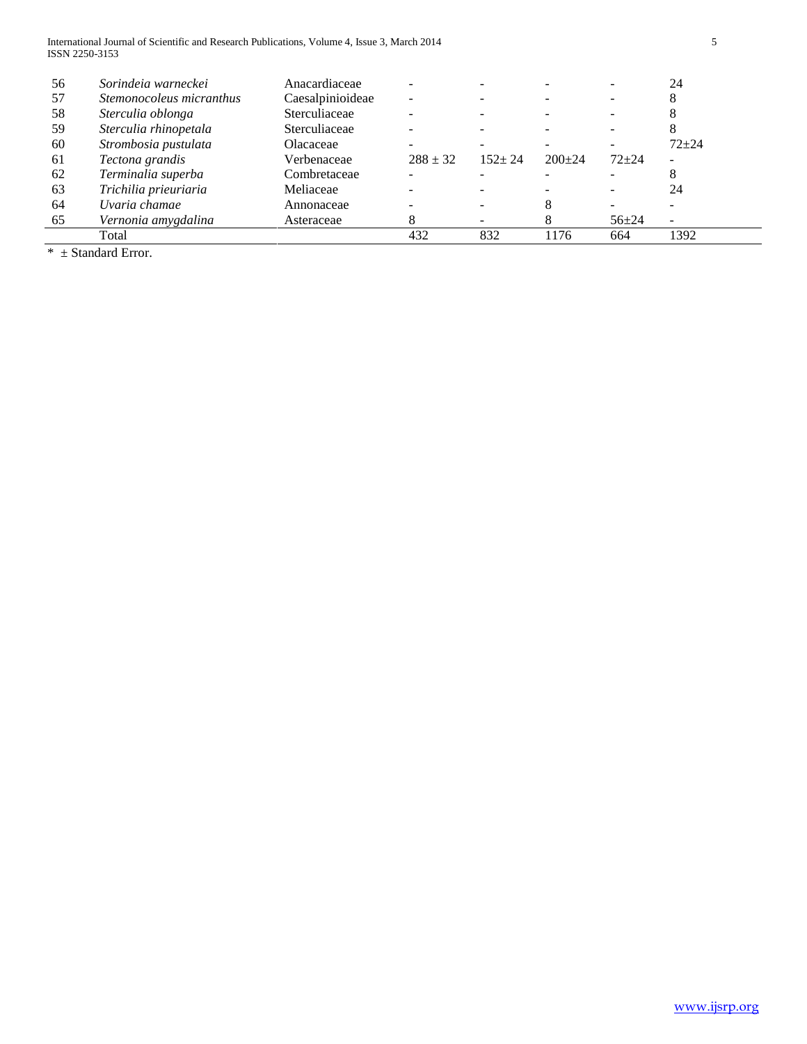| | | | | | | | |
|---|---|---|---|---|---|---|---|
| 56 | *Sorindeia warneckei* | Anacardiaceae | - | - | - | - | 24 |
| 57 | *Stemonocoleus micranthus* | Caesalpinioideae | - | - | - | - | 8 |
| 58 | *Sterculia oblonga* | Sterculiaceae | - | - | - | - | 8 |
| 59 | *Sterculia rhinopetala* | Sterculiaceae | - | - | - | - | 8 |
| 60 | *Strombosia pustulata* | Olacaceae | - | - | - | - | 72±24 |
| 61 | *Tectona grandis* | Verbenaceae | 288 ± 32 | 152± 24 | 200±24 | 72±24 | - |
| 62 | *Terminalia superba* | Combretaceae | - | - | - | - | 8 |
| 63 | *Trichilia prieuriaria* | Meliaceae | - | - | - | - | 24 |
| 64 | *Uvaria chamae* | Annonaceae | - | - | 8 | - | - |
| 65 | *Vernonia amygdalina* | Asteraceae | 8 | - | 8 | 56±24 | - |
| | Total | | 432 | 832 | 1176 | 664 | 1392 |

* ± Standard Error.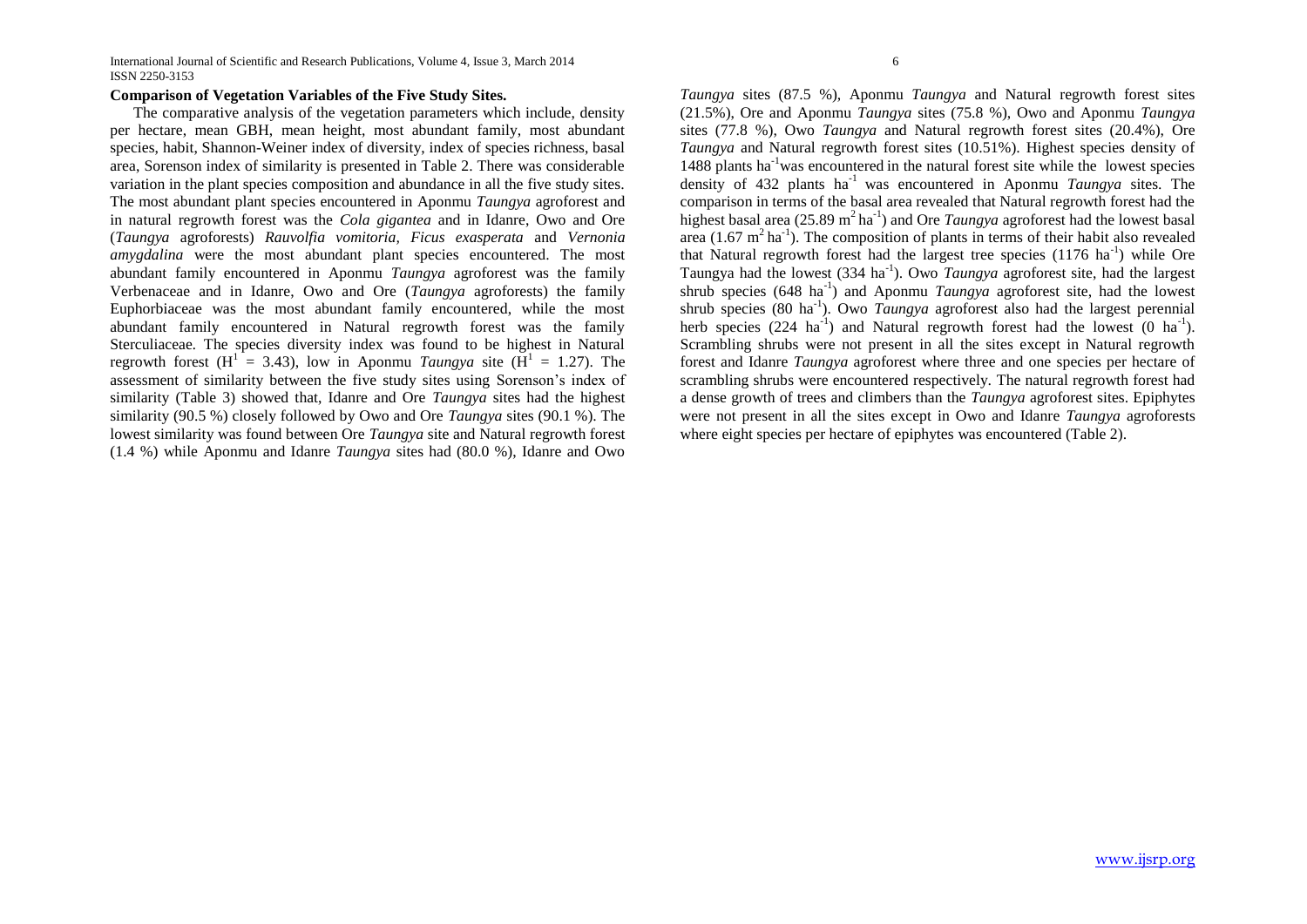**Comparison of Vegetation Variables of the Five Study Sites.**

The comparative analysis of the vegetation parameters which include, density per hectare, mean GBH, mean height, most abundant family, most abundant species, habit, Shannon-Weiner index of diversity, index of species richness, basal area, Sorenson index of similarity is presented in Table 2. There was considerable variation in the plant species composition and abundance in all the five study sites. The most abundant plant species encountered in Aponmu *Taungya* agroforest and in natural regrowth forest was the *Cola gigantea* and in Idanre, Owo and Ore (*Taungya* agroforests) *Rauvolfia vomitoria, Ficus exasperata* and *Vernonia amygdalina* were the most abundant plant species encountered. The most abundant family encountered in Aponmu *Taungya* agroforest was the family Verbenaceae and in Idanre, Owo and Ore (*Taungya* agroforests) the family Euphorbiaceae was the most abundant family encountered, while the most abundant family encountered in Natural regrowth forest was the family Sterculiaceae. The species diversity index was found to be highest in Natural regrowth forest ($H^1$ = 3.43), low in Aponmu *Taungya* site ($H^1$ = 1.27). The assessment of similarity between the five study sites using Sorenson's index of similarity (Table 3) showed that, Idanre and Ore *Taungya* sites had the highest similarity (90.5 %) closely followed by Owo and Ore *Taungya* sites (90.1 %). The lowest similarity was found between Ore *Taungya* site and Natural regrowth forest (1.4 %) while Aponmu and Idanre *Taungya* sites had (80.0 %), Idanre and Owo *Taungya* sites (87.5 %), Aponmu *Taungya* and Natural regrowth forest sites (21.5%), Ore and Aponmu *Taungya* sites (75.8 %), Owo and Aponmu *Taungya* sites (77.8 %), Owo *Taungya* and Natural regrowth forest sites (20.4%), Ore *Taungya* and Natural regrowth forest sites (10.51%). Highest species density of 1488 plants $ha^{-1}$ was encountered in the natural forest site while the lowest species density of 432 plants $ha^{-1}$ was encountered in Aponmu *Taungya* sites. The comparison in terms of the basal area revealed that Natural regrowth forest had the highest basal area (25.89 $m^2$ $ha^{-1}$) and Ore *Taungya* agroforest had the lowest basal area (1.67 $m^2$ $ha^{-1}$). The composition of plants in terms of their habit also revealed that Natural regrowth forest had the largest tree species (1176 $ha^{-1}$) while Ore Taungya had the lowest (334 $ha^{-1}$). Owo *Taungya* agroforest site, had the largest shrub species (648 $ha^{-1}$) and Aponmu *Taungya* agroforest site, had the lowest shrub species (80 $ha^{-1}$). Owo *Taungya* agroforest also had the largest perennial herb species (224 $ha^{-1}$) and Natural regrowth forest had the lowest (0 $ha^{-1}$). Scrambling shrubs were not present in all the sites except in Natural regrowth forest and Idanre *Taungya* agroforest where three and one species per hectare of scrambling shrubs were encountered respectively. The natural regrowth forest had a dense growth of trees and climbers than the *Taungya* agroforest sites. Epiphytes were not present in all the sites except in Owo and Idanre *Taungya* agroforests where eight species per hectare of epiphytes was encountered (Table 2).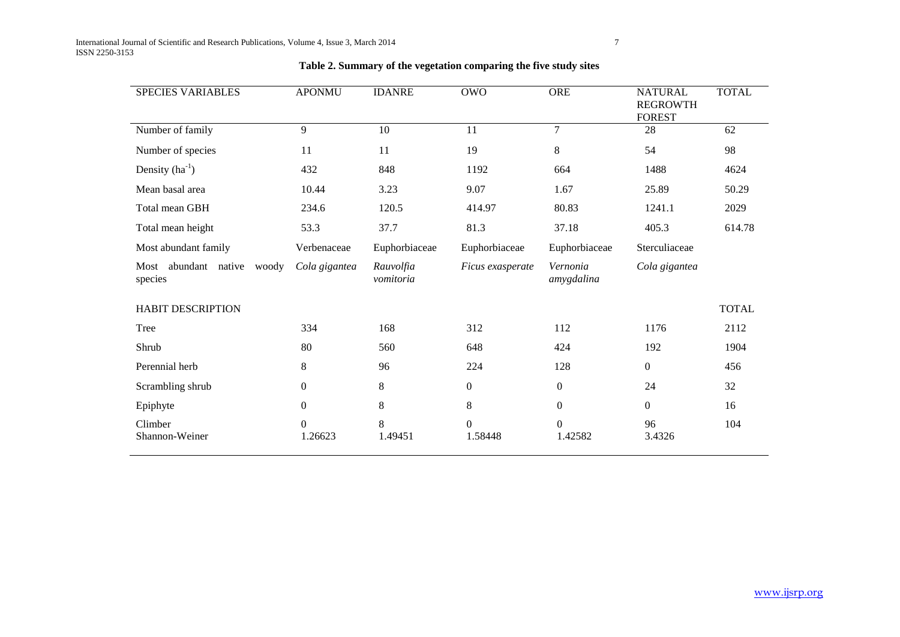**Table 2. Summary of the vegetation comparing the five study sites**

| SPECIES VARIABLES | APONMU | IDANRE | OWO | ORE | NATURAL REGROWTH FOREST | TOTAL |
|---|---|---|---|---|---|---|
| Number of family | 9 | 10 | 11 | 7 | 28 | 62 |
| Number of species | 11 | 11 | 19 | 8 | 54 | 98 |
| Density ($ha^{-1}$) | 432 | 848 | 1192 | 664 | 1488 | 4624 |
| Mean basal area | 10.44 | 3.23 | 9.07 | 1.67 | 25.89 | 50.29 |
| Total mean GBH | 234.6 | 120.5 | 414.97 | 80.83 | 1241.1 | 2029 |
| Total mean height | 53.3 | 37.7 | 81.3 | 37.18 | 405.3 | 614.78 |
| Most abundant family | Verbenaceae | Euphorbiaceae | Euphorbiaceae | Euphorbiaceae | Sterculiaceae | |
| Most abundant native woody species | *Cola gigantea* | *Rauvolfia vomitoria* | *Ficus exasperate* | *Vernonia amygdalina* | *Cola gigantea* | |
| HABIT DESCRIPTION | | | | | | TOTAL |
| Tree | 334 | 168 | 312 | 112 | 1176 | 2112 |
| Shrub | 80 | 560 | 648 | 424 | 192 | 1904 |
| Perennial herb | 8 | 96 | 224 | 128 | 0 | 456 |
| Scrambling shrub | 0 | 8 | 0 | 0 | 24 | 32 |
| Epiphyte | 0 | 8 | 8 | 0 | 0 | 16 |
| Climber | 0 | 8 | 0 | 0 | 96 | 104 |
| Shannon-Weiner | 1.26623 | 1.49451 | 1.58448 | 1.42582 | 3.4326 | |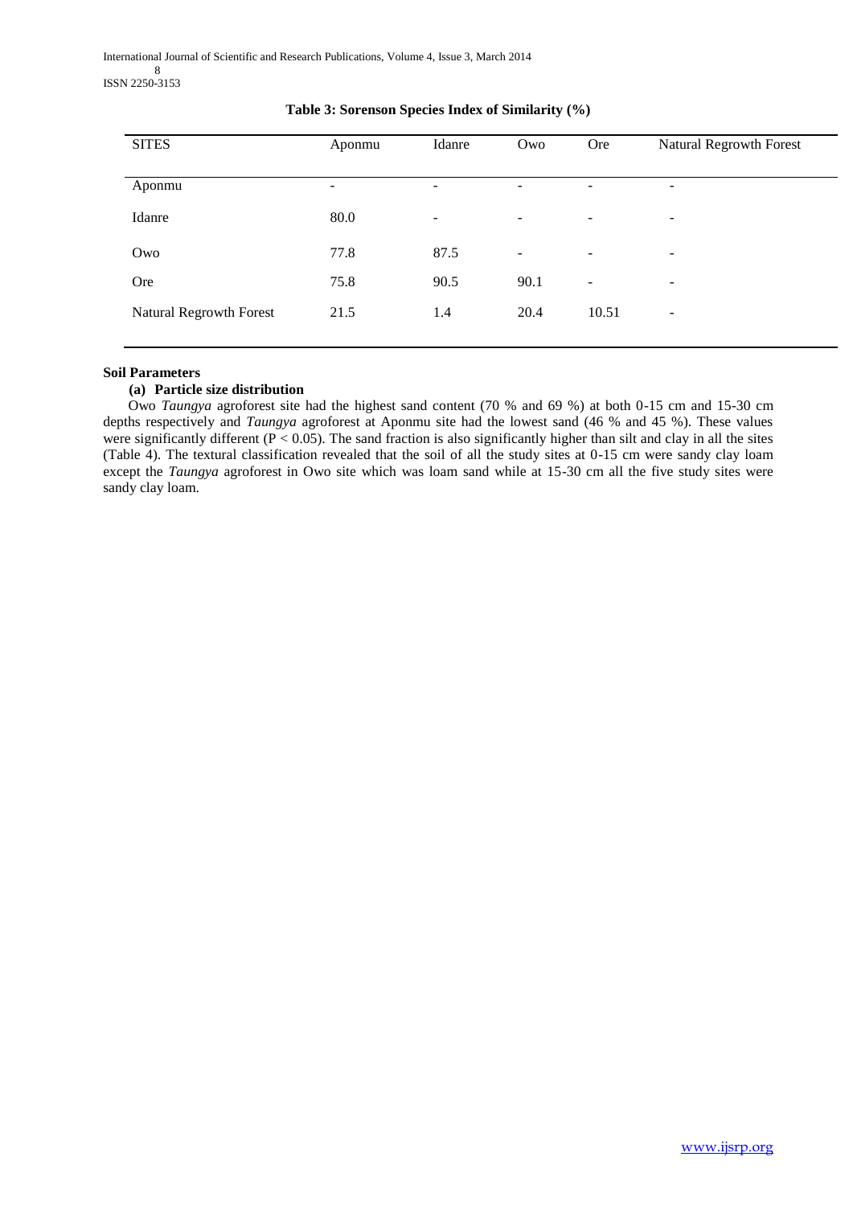**Table 3: Sorenson Species Index of Similarity (%)**

| SITES | Aponmu | Idanre | Owo | Ore | Natural Regrowth Forest |
|---|---|---|---|---|---|
| Aponmu | - | - | - | - | - |
| Idanre | 80.0 | - | - | - | - |
| Owo | 77.8 | 87.5 | - | - | - |
| Ore | 75.8 | 90.5 | 90.1 | - | - |
| Natural Regrowth Forest | 21.5 | 1.4 | 20.4 | 10.51 | - |

**Soil Parameters**

**(a) Particle size distribution**

Owo *Taungya* agroforest site had the highest sand content (70 % and 69 %) at both 0-15 cm and 15-30 cm depths respectively and *Taungya* agroforest at Aponmu site had the lowest sand (46 % and 45 %). These values were significantly different ($P < 0.05$). The sand fraction is also significantly higher than silt and clay in all the sites (Table 4). The textural classification revealed that the soil of all the study sites at 0-15 cm were sandy clay loam except the *Taungya* agroforest in Owo site which was loam sand while at 15-30 cm all the five study sites were sandy clay loam.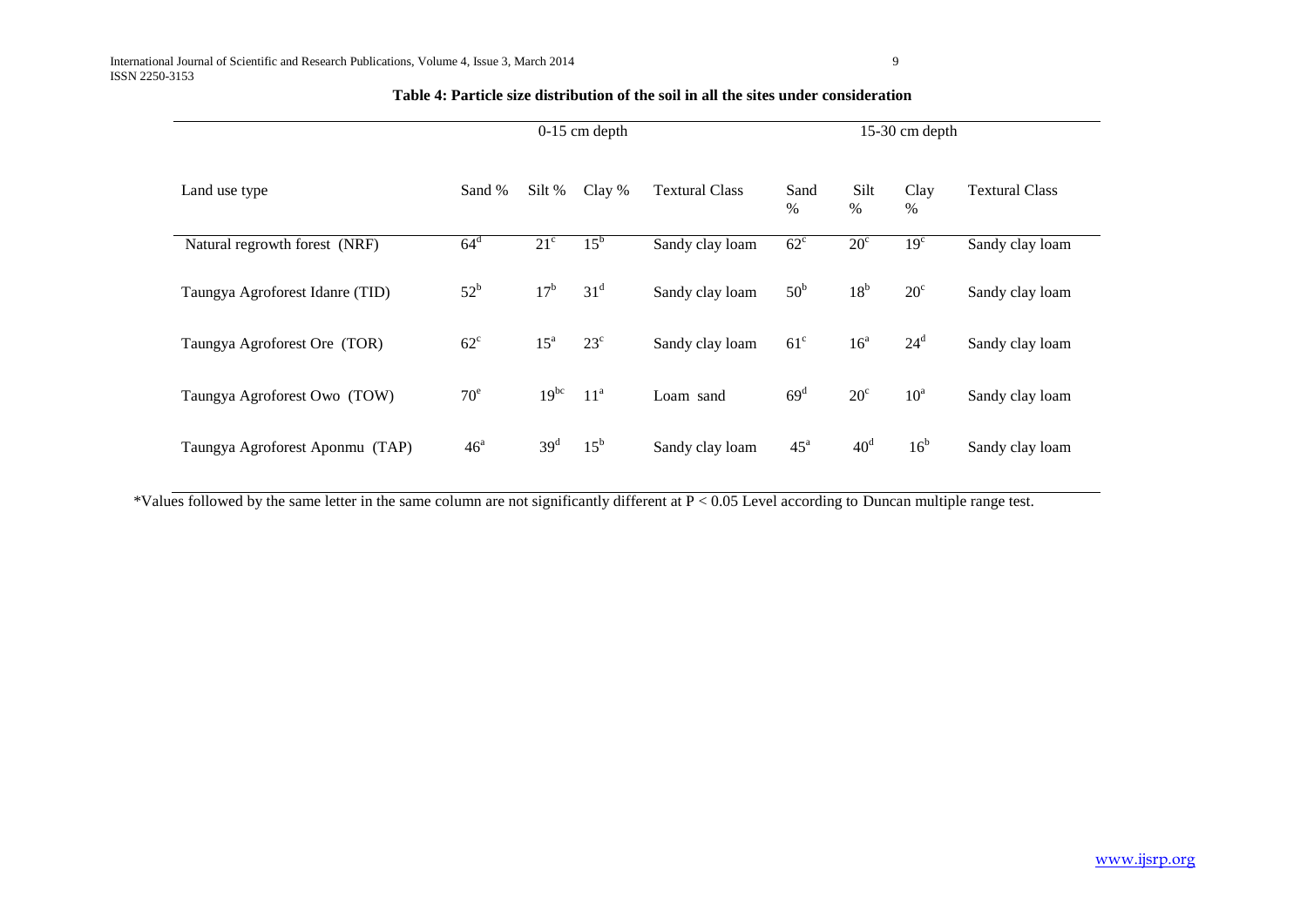**Table 4: Particle size distribution of the soil in all the sites under consideration**

| | 0-15 cm depth | | | | 15-30 cm depth | | | |
|---|---|---|---|---|---|---|---|---|
| Land use type | Sand % | Silt % | Clay % | Textural Class | Sand % | Silt % | Clay % | Textural Class |
| Natural regrowth forest (NRF) | 64[d] | 21[c] | 15[b] | Sandy clay loam | 62[c] | 20[c] | 19[c] | Sandy clay loam |
| Taungya Agroforest Idanre (TID) | 52[b] | 17[b] | 31[d] | Sandy clay loam | 50[b] | 18[b] | 20[c] | Sandy clay loam |
| Taungya Agroforest Ore (TOR) | 62[c] | 15[a] | 23[c] | Sandy clay loam | 61[c] | 16[a] | 24[d] | Sandy clay loam |
| Taungya Agroforest Owo (TOW) | 70[e] | 19[bc] | 11[a] | Loam sand | 69[d] | 20[c] | 10[a] | Sandy clay loam |
| Taungya Agroforest Aponmu (TAP) | 46[a] | 39[d] | 15[b] | Sandy clay loam | 45[a] | 40[d] | 16[b] | Sandy clay loam |

*Values followed by the same letter in the same column are not significantly different at $P < 0.05$ Level according to Duncan multiple range test.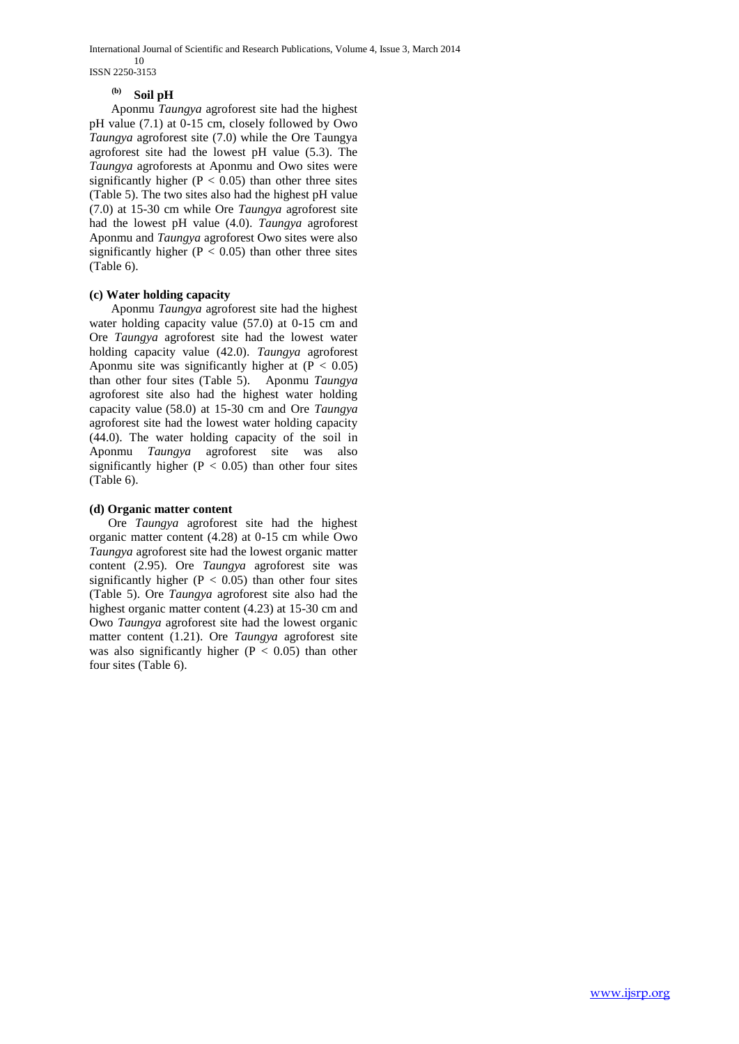#### (b) Soil pH

Aponmu *Taungya* agroforest site had the highest pH value (7.1) at 0-15 cm, closely followed by Owo *Taungya* agroforest site (7.0) while the Ore Taungya agroforest site had the lowest pH value (5.3). The *Taungya* agroforests at Aponmu and Owo sites were significantly higher ($P < 0.05$) than other three sites (Table 5). The two sites also had the highest pH value (7.0) at 15-30 cm while Ore *Taungya* agroforest site had the lowest pH value (4.0). *Taungya* agroforest Aponmu and *Taungya* agroforest Owo sites were also significantly higher ($P < 0.05$) than other three sites (Table 6).

#### (c) Water holding capacity

Aponmu *Taungya* agroforest site had the highest water holding capacity value (57.0) at 0-15 cm and Ore *Taungya* agroforest site had the lowest water holding capacity value (42.0). *Taungya* agroforest Aponmu site was significantly higher at ($P < 0.05$) than other four sites (Table 5). Aponmu *Taungya* agroforest site also had the highest water holding capacity value (58.0) at 15-30 cm and Ore *Taungya* agroforest site had the lowest water holding capacity (44.0). The water holding capacity of the soil in Aponmu *Taungya* agroforest site was also significantly higher ($P < 0.05$) than other four sites (Table 6).

#### (d) Organic matter content

Ore *Taungya* agroforest site had the highest organic matter content (4.28) at 0-15 cm while Owo *Taungya* agroforest site had the lowest organic matter content (2.95). Ore *Taungya* agroforest site was significantly higher ($P < 0.05$) than other four sites (Table 5). Ore *Taungya* agroforest site also had the highest organic matter content (4.23) at 15-30 cm and Owo *Taungya* agroforest site had the lowest organic matter content (1.21). Ore *Taungya* agroforest site was also significantly higher ($P < 0.05$) than other four sites (Table 6).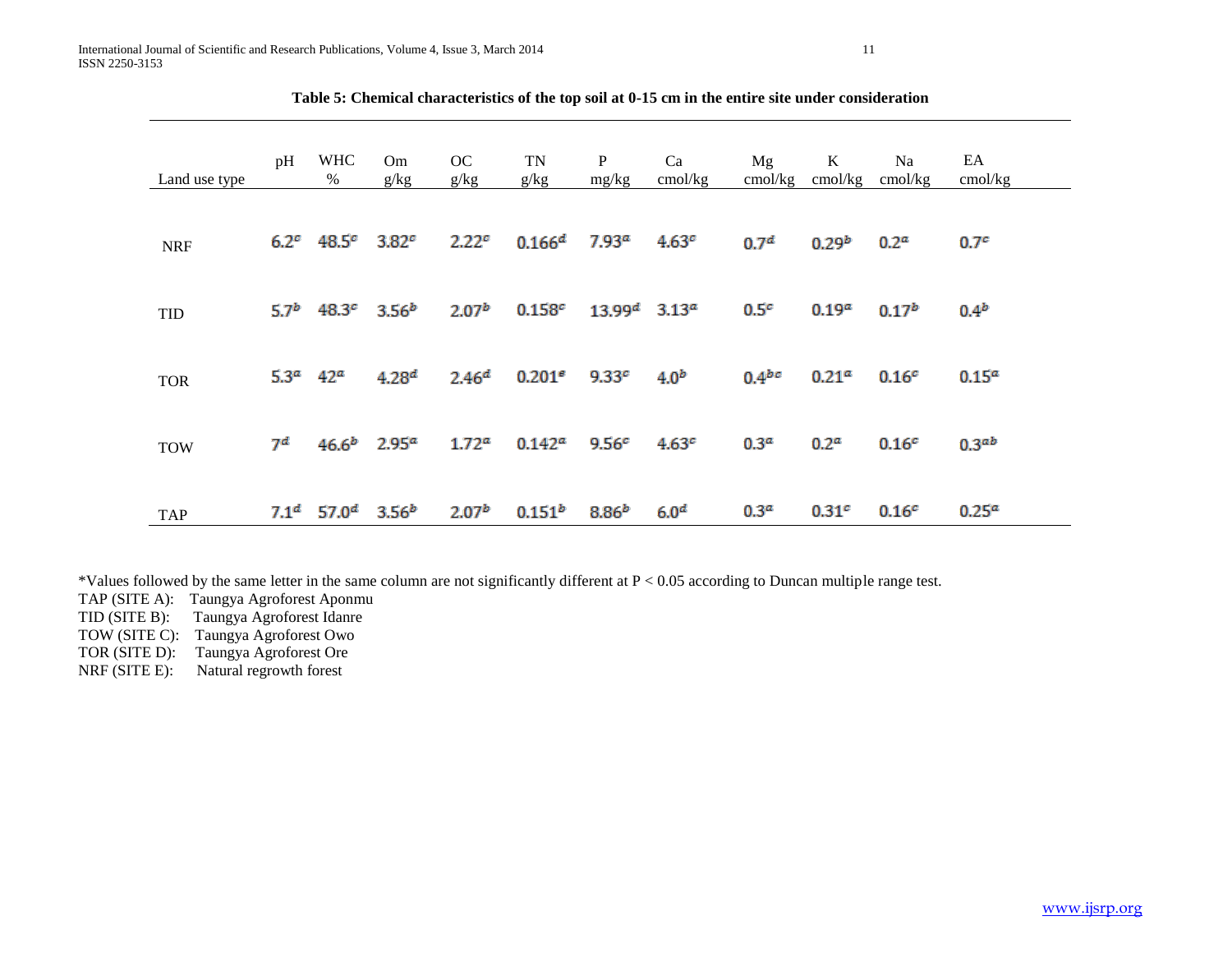**Table 5: Chemical characteristics of the top soil at 0-15 cm in the entire site under consideration**

| Land use type | pH | WHC % | Om g/kg | OC g/kg | TN g/kg | P mg/kg | Ca cmol/kg | Mg cmol/kg | K cmol/kg | Na cmol/kg | EA cmol/kg |
|---|---|---|---|---|---|---|---|---|---|---|---|
| NRF | $6.2^{c}$ | $48.5^{c}$ | $3.82^{c}$ | $2.22^{c}$ | $0.166^{d}$ | $7.93^{a}$ | $4.63^{c}$ | $0.7^{d}$ | $0.29^{b}$ | $0.2^{a}$ | $0.7^{c}$ |
| TID | $5.7^{b}$ | $48.3^{c}$ | $3.56^{b}$ | $2.07^{b}$ | $0.158^{c}$ | $13.99^{d}$ | $3.13^{a}$ | $0.5^{c}$ | $0.19^{a}$ | $0.17^{b}$ | $0.4^{b}$ |
| TOR | $5.3^{a}$ | $42^{a}$ | $4.28^{d}$ | $2.46^{d}$ | $0.201^{e}$ | $9.33^{c}$ | $4.0^{b}$ | $0.4^{bc}$ | $0.21^{a}$ | $0.16^{c}$ | $0.15^{a}$ |
| TOW | $7^{d}$ | $46.6^{b}$ | $2.95^{a}$ | $1.72^{a}$ | $0.142^{a}$ | $9.56^{c}$ | $4.63^{c}$ | $0.3^{a}$ | $0.2^{a}$ | $0.16^{c}$ | $0.3^{ab}$ |
| TAP | $7.1^{d}$ | $57.0^{d}$ | $3.56^{b}$ | $2.07^{b}$ | $0.151^{b}$ | $8.86^{b}$ | $6.0^{d}$ | $0.3^{a}$ | $0.31^{c}$ | $0.16^{c}$ | $0.25^{a}$ |

*Values followed by the same letter in the same column are not significantly different at $P < 0.05$ according to Duncan multiple range test.

TAP (SITE A): Taungya Agroforest Aponmu
TID (SITE B): Taungya Agroforest Idanre
TOW (SITE C): Taungya Agroforest Owo
TOR (SITE D): Taungya Agroforest Ore
NRF (SITE E): Natural regrowth forest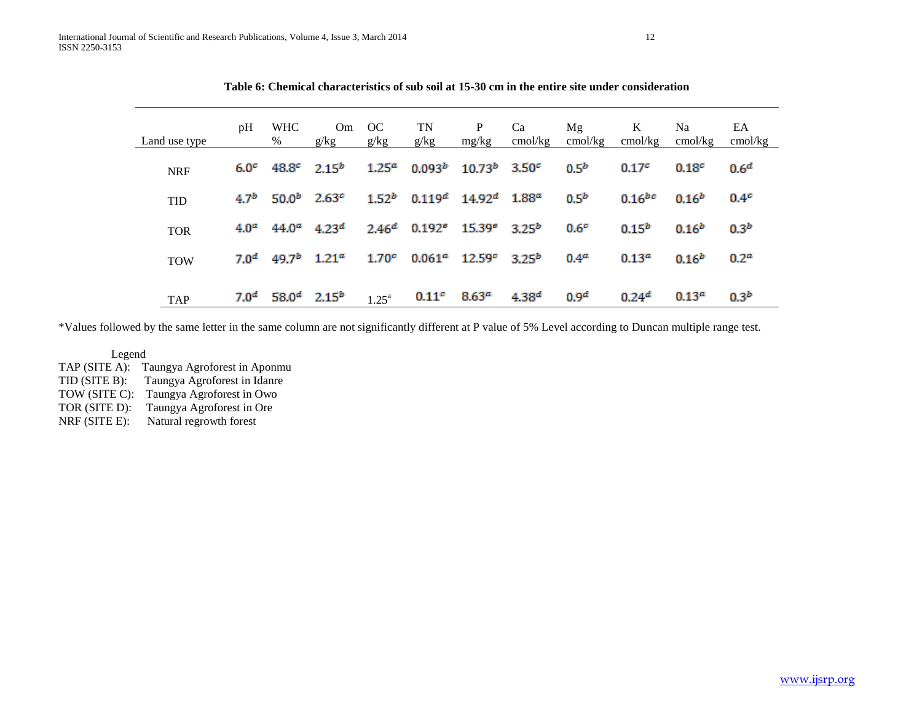**Table 6: Chemical characteristics of sub soil at 15-30 cm in the entire site under consideration**

| Land use type | pH | WHC % | Om g/kg | OC g/kg | TN g/kg | P mg/kg | Ca cmol/kg | Mg cmol/kg | K cmol/kg | Na cmol/kg | EA cmol/kg |
|---|---|---|---|---|---|---|---|---|---|---|---|
| NRF | 6.0[c] | 48.8[c] | 2.15[b] | 1.25[a] | 0.093[b] | 10.73[b] | 3.50[c] | 0.5[b] | 0.17[c] | 0.18[c] | 0.6[d] |
| TID | 4.7[b] | 50.0[b] | 2.63[c] | 1.52[b] | 0.119[d] | 14.92[d] | 1.88[a] | 0.5[b] | 0.16[bc] | 0.16[b] | 0.4[c] |
| TOR | 4.0[a] | 44.0[a] | 4.23[d] | 2.46[d] | 0.192[e] | 15.39[e] | 3.25[b] | 0.6[c] | 0.15[b] | 0.16[b] | 0.3[b] |
| TOW | 7.0[d] | 49.7[b] | 1.21[a] | 1.70[c] | 0.061[a] | 12.59[c] | 3.25[b] | 0.4[a] | 0.13[a] | 0.16[b] | 0.2[a] |
| TAP | 7.0[d] | 58.0[d] | 2.15[b] | 1.25[a] | 0.11[c] | 8.63[a] | 4.38[d] | 0.9[d] | 0.24[d] | 0.13[a] | 0.3[b] |

*Values followed by the same letter in the same column are not significantly different at P value of 5% Level according to Duncan multiple range test.

Legend

TAP (SITE A): Taungya Agroforest in Aponmu
TID (SITE B): Taungya Agroforest in Idanre
TOW (SITE C): Taungya Agroforest in Owo
TOR (SITE D): Taungya Agroforest in Ore
NRF (SITE E): Natural regrowth forest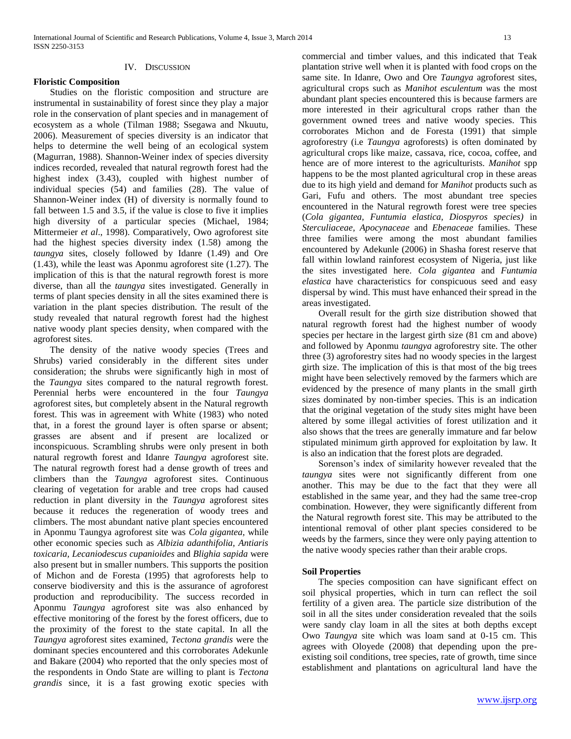## IV. Discussion

**Floristic Composition**

Studies on the floristic composition and structure are instrumental in sustainability of forest since they play a major role in the conservation of plant species and in management of ecosystem as a whole (Tilman 1988; Ssegawa and Nkuutu, 2006). Measurement of species diversity is an indicator that helps to determine the well being of an ecological system (Magurran, 1988). Shannon-Weiner index of species diversity indices recorded, revealed that natural regrowth forest had the highest index (3.43), coupled with highest number of individual species (54) and families (28). The value of Shannon-Weiner index (H) of diversity is normally found to fall between 1.5 and 3.5, if the value is close to five it implies high diversity of a particular species (Michael, 1984; Mittermeier *et al*., 1998). Comparatively, Owo agroforest site had the highest species diversity index (1.58) among the *taungya* sites, closely followed by Idanre (1.49) and Ore (1.43), while the least was Aponmu agroforest site (1.27). The implication of this is that the natural regrowth forest is more diverse, than all the *taungya* sites investigated. Generally in terms of plant species density in all the sites examined there is variation in the plant species distribution. The result of the study revealed that natural regrowth forest had the highest native woody plant species density, when compared with the agroforest sites.

The density of the native woody species (Trees and Shrubs) varied considerably in the different sites under consideration; the shrubs were significantly high in most of the *Taungya* sites compared to the natural regrowth forest. Perennial herbs were encountered in the four *Taungya* agroforest sites, but completely absent in the Natural regrowth forest. This was in agreement with White (1983) who noted that, in a forest the ground layer is often sparse or absent; grasses are absent and if present are localized or inconspicuous. Scrambling shrubs were only present in both natural regrowth forest and Idanre *Taungya* agroforest site. The natural regrowth forest had a dense growth of trees and climbers than the *Taungya* agroforest sites. Continuous clearing of vegetation for arable and tree crops had caused reduction in plant diversity in the *Taungya* agroforest sites because it reduces the regeneration of woody trees and climbers. The most abundant native plant species encountered in Aponmu Taungya agroforest site was *Cola gigantea*, while other economic species such as *Albizia adanthifolia*, *Antiaris toxicaria*, *Lecaniodescus cupanioides* and *Blighia sapida* were also present but in smaller numbers. This supports the position of Michon and de Foresta (1995) that agroforests help to conserve biodiversity and this is the assurance of agroforest production and reproducibility. The success recorded in Aponmu *Taungya* agroforest site was also enhanced by effective monitoring of the forest by the forest officers, due to the proximity of the forest to the state capital. In all the *Taungya* agroforest sites examined, *Tectona grandis* were the dominant species encountered and this corroborates Adekunle and Bakare (2004) who reported that the only species most of the respondents in Ondo State are willing to plant is *Tectona grandis* since, it is a fast growing exotic species with commercial and timber values, and this indicated that Teak plantation strive well when it is planted with food crops on the same site. In Idanre, Owo and Ore *Taungya* agroforest sites, agricultural crops such as *Manihot esculentum w*as the most abundant plant species encountered this is because farmers are more interested in their agricultural crops rather than the government owned trees and native woody species. This corroborates Michon and de Foresta (1991) that simple agroforestry (i.e *Taungya* agroforests) is often dominated by agricultural crops like maize, cassava, rice, cocoa, coffee, and hence are of more interest to the agriculturists. *Manihot* spp happens to be the most planted agricultural crop in these areas due to its high yield and demand for *Manihot* products such as Gari, Fufu and others. The most abundant tree species encountered in the Natural regrowth forest were tree species (*Cola gigantea, Funtumia elastica, Diospyros species)* in *Sterculiaceae, Apocynaceae* and *Ebenaceae* families. These three families were among the most abundant families encountered by Adekunle (2006) in Shasha forest reserve that fall within lowland rainforest ecosystem of Nigeria, just like the sites investigated here. *Cola gigantea* and *Funtumia elastica* have characteristics for conspicuous seed and easy dispersal by wind. This must have enhanced their spread in the areas investigated.

Overall result for the girth size distribution showed that natural regrowth forest had the highest number of woody species per hectare in the largest girth size (81 cm and above) and followed by Aponmu *taungya* agroforestry site. The other three (3) agroforestry sites had no woody species in the largest girth size. The implication of this is that most of the big trees might have been selectively removed by the farmers which are evidenced by the presence of many plants in the small girth sizes dominated by non-timber species. This is an indication that the original vegetation of the study sites might have been altered by some illegal activities of forest utilization and it also shows that the trees are generally immature and far below stipulated minimum girth approved for exploitation by law. It is also an indication that the forest plots are degraded.

Sorenson's index of similarity however revealed that the *taungya* sites were not significantly different from one another. This may be due to the fact that they were all established in the same year, and they had the same tree-crop combination. However, they were significantly different from the Natural regrowth forest site. This may be attributed to the intentional removal of other plant species considered to be weeds by the farmers, since they were only paying attention to the native woody species rather than their arable crops.

**Soil Properties**

The species composition can have significant effect on soil physical properties, which in turn can reflect the soil fertility of a given area. The particle size distribution of the soil in all the sites under consideration revealed that the soils were sandy clay loam in all the sites at both depths except Owo *Taungya* site which was loam sand at 0-15 cm. This agrees with Oloyede (2008) that depending upon the pre-existing soil conditions, tree species, rate of growth, time since establishment and plantations on agricultural land have the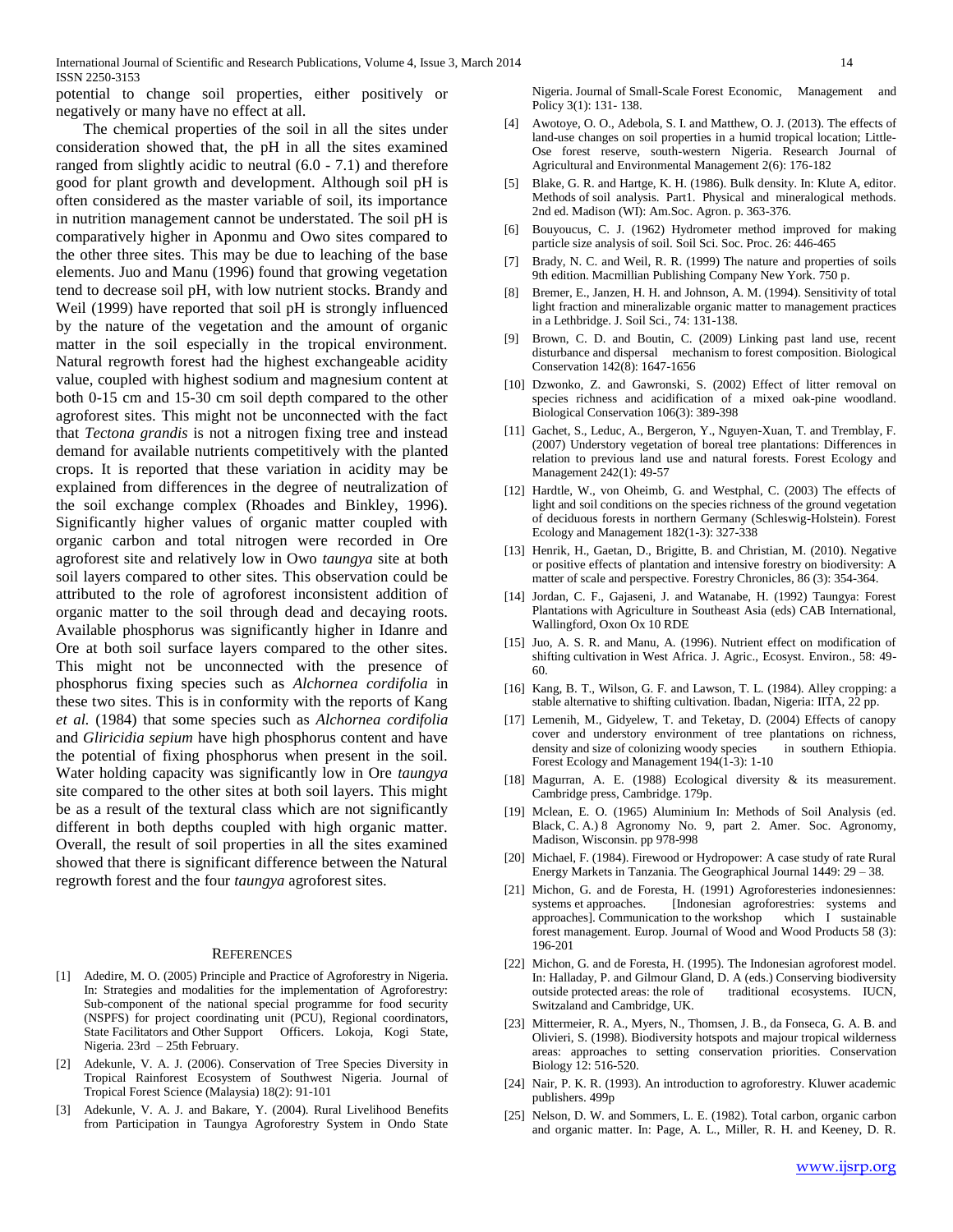potential to change soil properties, either positively or negatively or many have no effect at all.

The chemical properties of the soil in all the sites under consideration showed that, the pH in all the sites examined ranged from slightly acidic to neutral (6.0 - 7.1) and therefore good for plant growth and development. Although soil pH is often considered as the master variable of soil, its importance in nutrition management cannot be understated. The soil pH is comparatively higher in Aponmu and Owo sites compared to the other three sites. This may be due to leaching of the base elements. Juo and Manu (1996) found that growing vegetation tend to decrease soil pH, with low nutrient stocks. Brandy and Weil (1999) have reported that soil pH is strongly influenced by the nature of the vegetation and the amount of organic matter in the soil especially in the tropical environment. Natural regrowth forest had the highest exchangeable acidity value, coupled with highest sodium and magnesium content at both 0-15 cm and 15-30 cm soil depth compared to the other agroforest sites. This might not be unconnected with the fact that *Tectona grandis* is not a nitrogen fixing tree and instead demand for available nutrients competitively with the planted crops. It is reported that these variation in acidity may be explained from differences in the degree of neutralization of the soil exchange complex (Rhoades and Binkley, 1996). Significantly higher values of organic matter coupled with organic carbon and total nitrogen were recorded in Ore agroforest site and relatively low in Owo *taungya* site at both soil layers compared to other sites. This observation could be attributed to the role of agroforest inconsistent addition of organic matter to the soil through dead and decaying roots. Available phosphorus was significantly higher in Idanre and Ore at both soil surface layers compared to the other sites. This might not be unconnected with the presence of phosphorus fixing species such as *Alchornea cordifolia* in these two sites. This is in conformity with the reports of Kang *et al.* (1984) that some species such as *Alchornea cordifolia* and *Gliricidia sepium* have high phosphorus content and have the potential of fixing phosphorus when present in the soil. Water holding capacity was significantly low in Ore *taungya* site compared to the other sites at both soil layers. This might be as a result of the textural class which are not significantly different in both depths coupled with high organic matter. Overall, the result of soil properties in all the sites examined showed that there is significant difference between the Natural regrowth forest and the four *taungya* agroforest sites.

## References

[1] Adedire, M. O. (2005) Principle and Practice of Agroforestry in Nigeria. In: Strategies and modalities for the implementation of Agroforestry: Sub-component of the national special programme for food security (NSPFS) for project coordinating unit (PCU), Regional coordinators, State Facilitators and Other Support Officers. Lokoja, Kogi State, Nigeria. 23rd – 25th February.

[2] Adekunle, V. A. J. (2006). Conservation of Tree Species Diversity in Tropical Rainforest Ecosystem of Southwest Nigeria. Journal of Tropical Forest Science (Malaysia) 18(2): 91-101

[3] Adekunle, V. A. J. and Bakare, Y. (2004). Rural Livelihood Benefits from Participation in Taungya Agroforestry System in Ondo State Nigeria. Journal of Small-Scale Forest Economic, Management and Policy 3(1): 131- 138.

[4] Awotoye, O. O., Adebola, S. I. and Matthew, O. J. (2013). The effects of land-use changes on soil properties in a humid tropical location; Little-Ose forest reserve, south-western Nigeria. Research Journal of Agricultural and Environmental Management 2(6): 176-182

[5] Blake, G. R. and Hartge, K. H. (1986). Bulk density. In: Klute A, editor. Methods of soil analysis. Part1. Physical and mineralogical methods. 2nd ed. Madison (WI): Am.Soc. Agron. p. 363-376.

[6] Bouyoucus, C. J. (1962) Hydrometer method improved for making particle size analysis of soil. Soil Sci. Soc. Proc. 26: 446-465

[7] Brady, N. C. and Weil, R. R. (1999) The nature and properties of soils 9th edition. Macmillian Publishing Company New York. 750 p.

[8] Bremer, E., Janzen, H. H. and Johnson, A. M. (1994). Sensitivity of total light fraction and mineralizable organic matter to management practices in a Lethbridge. J. Soil Sci., 74: 131-138.

[9] Brown, C. D. and Boutin, C. (2009) Linking past land use, recent disturbance and dispersal mechanism to forest composition. Biological Conservation 142(8): 1647-1656

[10] Dzwonko, Z. and Gawronski, S. (2002) Effect of litter removal on species richness and acidification of a mixed oak-pine woodland. Biological Conservation 106(3): 389-398

[11] Gachet, S., Leduc, A., Bergeron, Y., Nguyen-Xuan, T. and Tremblay, F. (2007) Understory vegetation of boreal tree plantations: Differences in relation to previous land use and natural forests. Forest Ecology and Management 242(1): 49-57

[12] Hardtle, W., von Oheimb, G. and Westphal, C. (2003) The effects of light and soil conditions on the species richness of the ground vegetation of deciduous forests in northern Germany (Schleswig-Holstein). Forest Ecology and Management 182(1-3): 327-338

[13] Henrik, H., Gaetan, D., Brigitte, B. and Christian, M. (2010). Negative or positive effects of plantation and intensive forestry on biodiversity: A matter of scale and perspective. Forestry Chronicles, 86 (3): 354-364.

[14] Jordan, C. F., Gajaseni, J. and Watanabe, H. (1992) Taungya: Forest Plantations with Agriculture in Southeast Asia (eds) CAB International, Wallingford, Oxon Ox 10 RDE

[15] Juo, A. S. R. and Manu, A. (1996). Nutrient effect on modification of shifting cultivation in West Africa. J. Agric., Ecosyst. Environ., 58: 49-60.

[16] Kang, B. T., Wilson, G. F. and Lawson, T. L. (1984). Alley cropping: a stable alternative to shifting cultivation. Ibadan, Nigeria: IITA, 22 pp.

[17] Lemenih, M., Gidyelew, T. and Teketay, D. (2004) Effects of canopy cover and understory environment of tree plantations on richness, density and size of colonizing woody species in southern Ethiopia. Forest Ecology and Management 194(1-3): 1-10

[18] Magurran, A. E. (1988) Ecological diversity & its measurement. Cambridge press, Cambridge. 179p.

[19] Mclean, E. O. (1965) Aluminium In: Methods of Soil Analysis (ed. Black, C. A.) 8 Agronomy No. 9, part 2. Amer. Soc. Agronomy, Madison, Wisconsin. pp 978-998

[20] Michael, F. (1984). Firewood or Hydropower: A case study of rate Rural Energy Markets in Tanzania. The Geographical Journal 1449: 29 – 38.

[21] Michon, G. and de Foresta, H. (1991) Agroforesteries indonesiennes: systems et approaches. [Indonesian agroforestries: systems and approaches]. Communication to the workshop which I sustainable forest management. Europ. Journal of Wood and Wood Products 58 (3): 196-201

[22] Michon, G. and de Foresta, H. (1995). The Indonesian agroforest model. In: Halladay, P. and Gilmour Gland, D. A (eds.) Conserving biodiversity outside protected areas: the role of traditional ecosystems. IUCN, Switzaland and Cambridge, UK.

[23] Mittermeier, R. A., Myers, N., Thomsen, J. B., da Fonseca, G. A. B. and Olivieri, S. (1998). Biodiversity hotspots and majour tropical wilderness areas: approaches to setting conservation priorities. Conservation Biology 12: 516-520.

[24] Nair, P. K. R. (1993). An introduction to agroforestry. Kluwer academic publishers. 499p

[25] Nelson, D. W. and Sommers, L. E. (1982). Total carbon, organic carbon and organic matter. In: Page, A. L., Miller, R. H. and Keeney, D. R.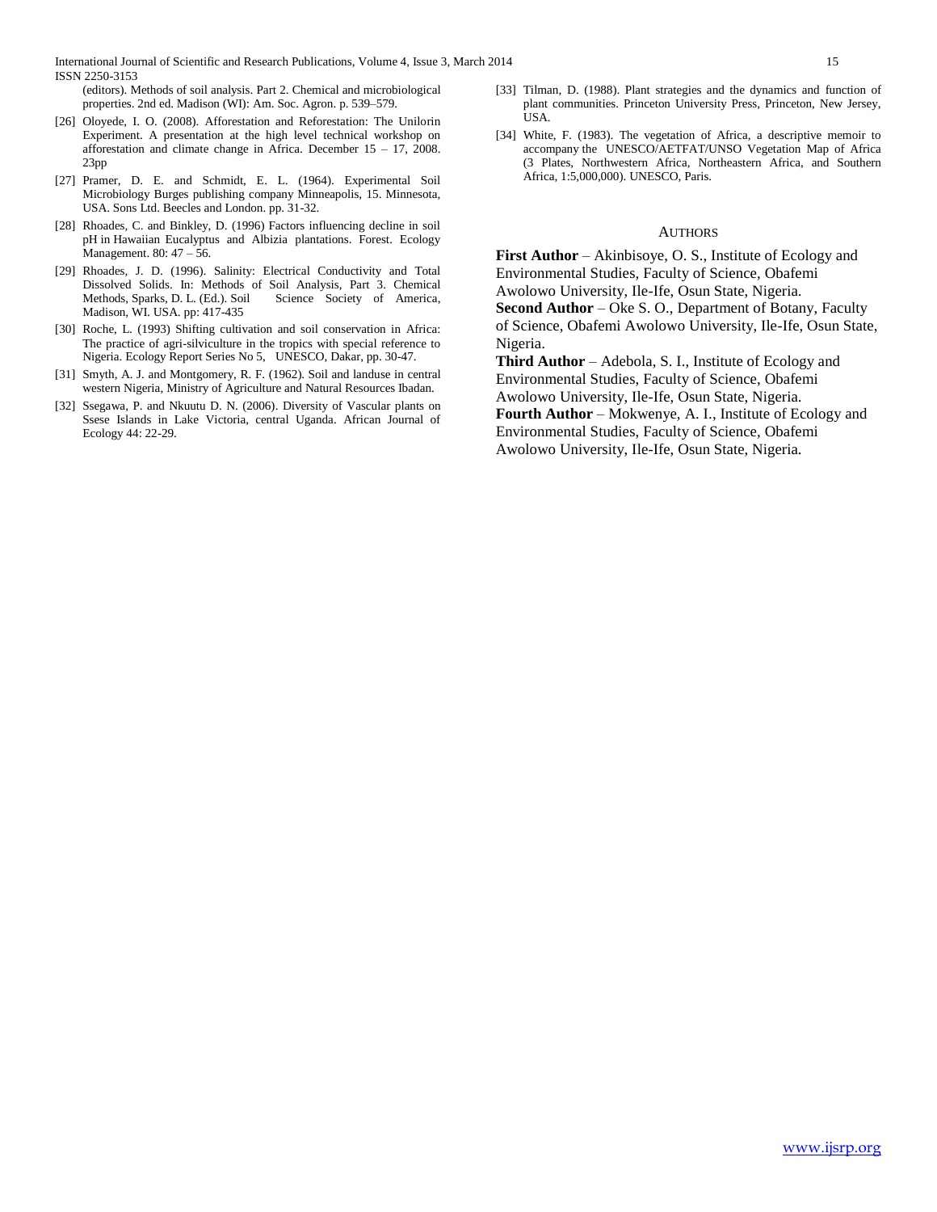(editors). Methods of soil analysis. Part 2. Chemical and microbiological properties. 2nd ed. Madison (WI): Am. Soc. Agron. p. 539–579.

[26] Oloyede, I. O. (2008). Afforestation and Reforestation: The Unilorin Experiment. A presentation at the high level technical workshop on afforestation and climate change in Africa. December 15 – 17, 2008. 23pp

[27] Pramer, D. E. and Schmidt, E. L. (1964). Experimental Soil Microbiology Burges publishing company Minneapolis, 15. Minnesota, USA. Sons Ltd. Beecles and London. pp. 31-32.

[28] Rhoades, C. and Binkley, D. (1996) Factors influencing decline in soil pH in Hawaiian Eucalyptus and Albizia plantations. Forest. Ecology Management. 80: 47 – 56.

[29] Rhoades, J. D. (1996). Salinity: Electrical Conductivity and Total Dissolved Solids. In: Methods of Soil Analysis, Part 3. Chemical Methods, Sparks, D. L. (Ed.). Soil Science Society of America, Madison, WI. USA. pp: 417-435

[30] Roche, L. (1993) Shifting cultivation and soil conservation in Africa: The practice of agri-silviculture in the tropics with special reference to Nigeria. Ecology Report Series No 5, UNESCO, Dakar, pp. 30-47.

[31] Smyth, A. J. and Montgomery, R. F. (1962). Soil and landuse in central western Nigeria, Ministry of Agriculture and Natural Resources Ibadan.

[32] Ssegawa, P. and Nkuutu D. N. (2006). Diversity of Vascular plants on Ssese Islands in Lake Victoria, central Uganda. African Journal of Ecology 44: 22-29.

[33] Tilman, D. (1988). Plant strategies and the dynamics and function of plant communities. Princeton University Press, Princeton, New Jersey, USA.

[34] White, F. (1983). The vegetation of Africa, a descriptive memoir to accompany the UNESCO/AETFAT/UNSO Vegetation Map of Africa (3 Plates, Northwestern Africa, Northeastern Africa, and Southern Africa, 1:5,000,000). UNESCO, Paris.

## AUTHORS

**First Author** – Akinbisoye, O. S., Institute of Ecology and Environmental Studies, Faculty of Science, Obafemi Awolowo University, Ile-Ife, Osun State, Nigeria.

**Second Author** – Oke S. O., Department of Botany, Faculty of Science, Obafemi Awolowo University, Ile-Ife, Osun State, Nigeria.

**Third Author** – Adebola, S. I., Institute of Ecology and Environmental Studies, Faculty of Science, Obafemi Awolowo University, Ile-Ife, Osun State, Nigeria.

**Fourth Author** – Mokwenye, A. I., Institute of Ecology and Environmental Studies, Faculty of Science, Obafemi Awolowo University, Ile-Ife, Osun State, Nigeria.